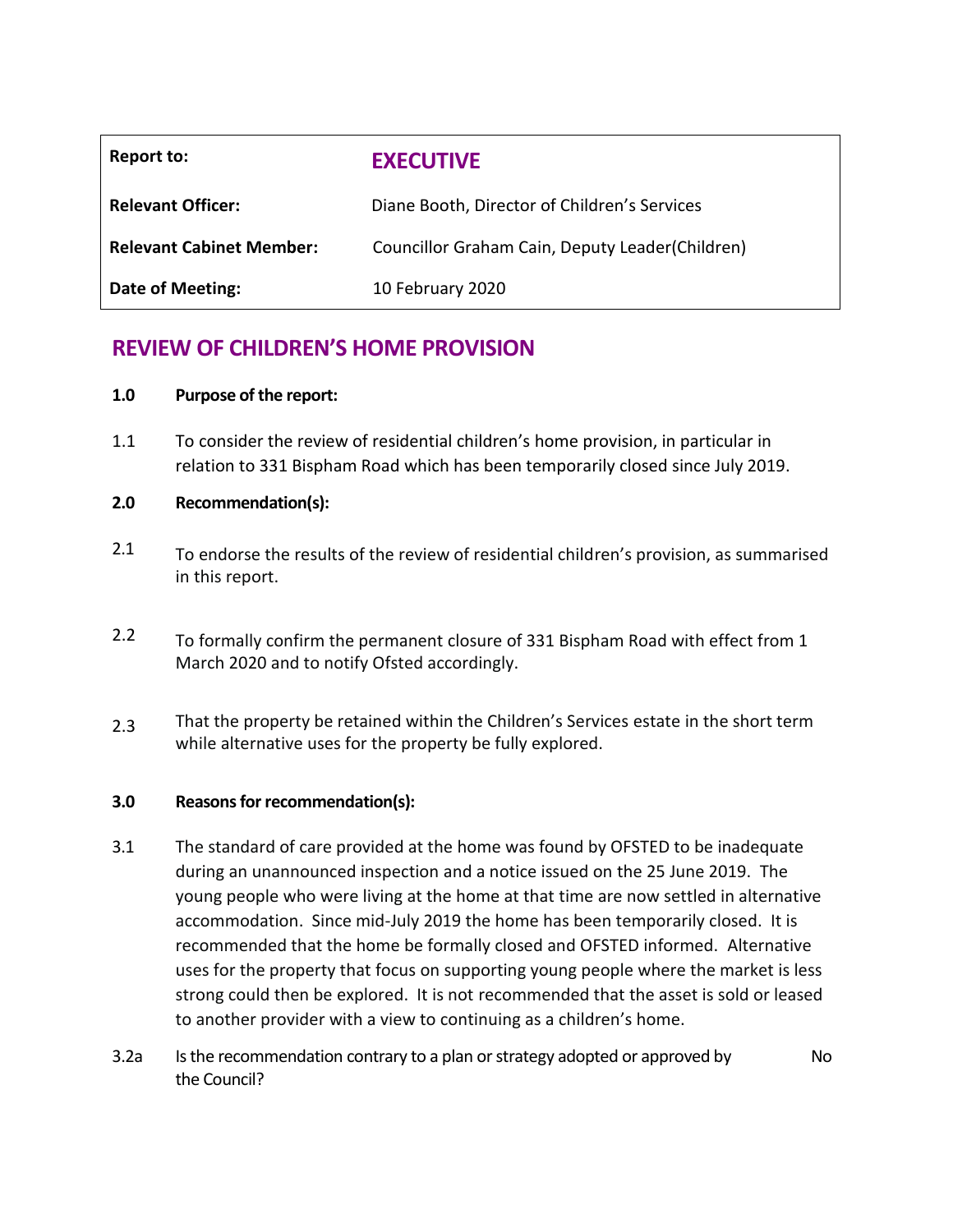| | |
|---|---|
| **Report to:** | **EXECUTIVE** |
| **Relevant Officer:** | Diane Booth, Director of Children's Services |
| **Relevant Cabinet Member:** | Councillor Graham Cain, Deputy Leader(Children) |
| **Date of Meeting:** | 10 February 2020 |

## REVIEW OF CHILDREN'S HOME PROVISION

**1.0 Purpose of the report:**

1.1 To consider the review of residential children's home provision, in particular in relation to 331 Bispham Road which has been temporarily closed since July 2019.

**2.0 Recommendation(s):**

2.1 To endorse the results of the review of residential children's provision, as summarised in this report.

2.2 To formally confirm the permanent closure of 331 Bispham Road with effect from 1 March 2020 and to notify Ofsted accordingly.

2.3 That the property be retained within the Children's Services estate in the short term while alternative uses for the property be fully explored.

**3.0 Reasons for recommendation(s):**

3.1 The standard of care provided at the home was found by OFSTED to be inadequate during an unannounced inspection and a notice issued on the 25 June 2019. The young people who were living at the home at that time are now settled in alternative accommodation. Since mid-July 2019 the home has been temporarily closed. It is recommended that the home be formally closed and OFSTED informed. Alternative uses for the property that focus on supporting young people where the market is less strong could then be explored. It is not recommended that the asset is sold or leased to another provider with a view to continuing as a children's home.

3.2a Is the recommendation contrary to a plan or strategy adopted or approved by the Council? No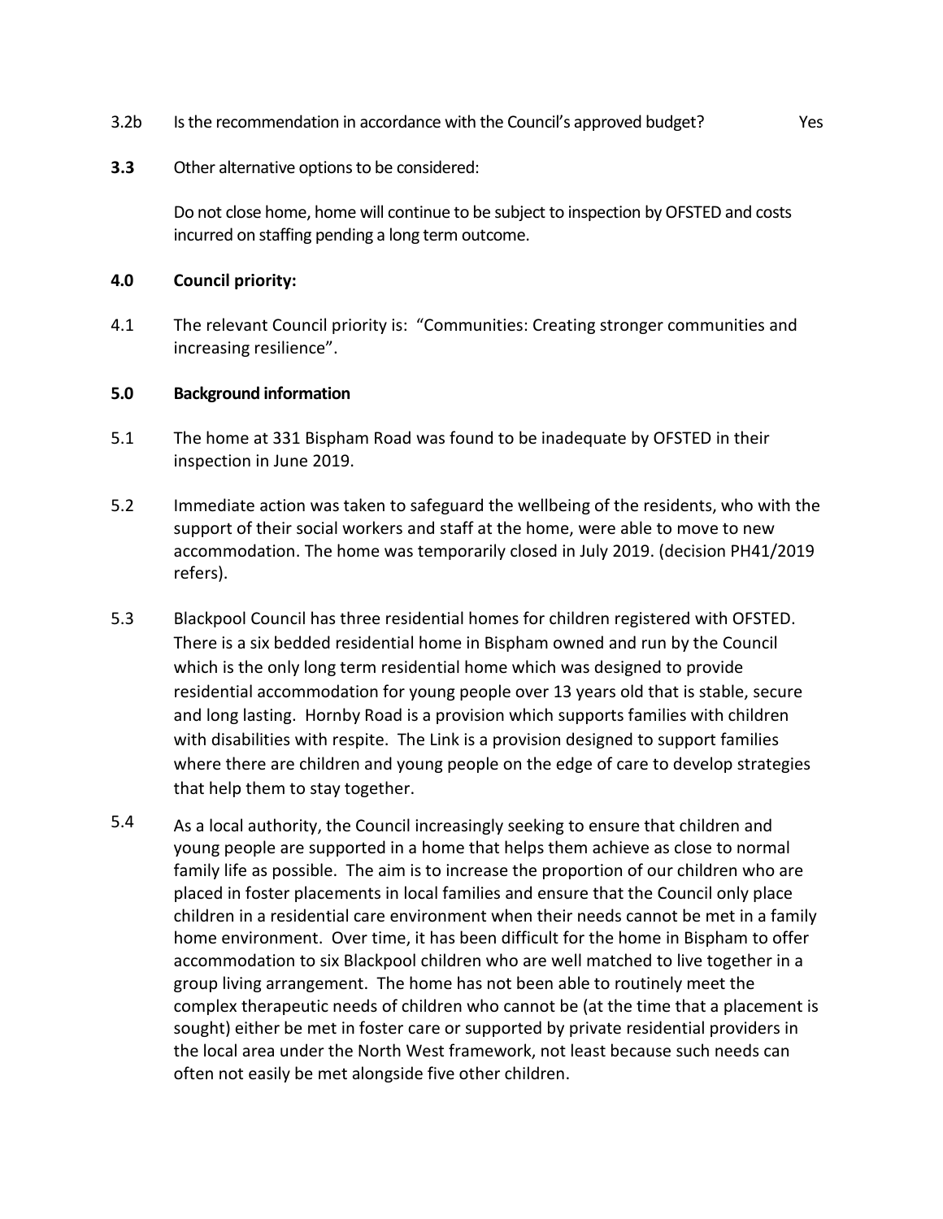3.2b Is the recommendation in accordance with the Council's approved budget? Yes

**3.3** Other alternative options to be considered:

Do not close home, home will continue to be subject to inspection by OFSTED and costs incurred on staffing pending a long term outcome.

**4.0 Council priority:**

4.1 The relevant Council priority is: "Communities: Creating stronger communities and increasing resilience".

**5.0 Background information**

5.1 The home at 331 Bispham Road was found to be inadequate by OFSTED in their inspection in June 2019.

5.2 Immediate action was taken to safeguard the wellbeing of the residents, who with the support of their social workers and staff at the home, were able to move to new accommodation. The home was temporarily closed in July 2019. (decision PH41/2019 refers).

5.3 Blackpool Council has three residential homes for children registered with OFSTED. There is a six bedded residential home in Bispham owned and run by the Council which is the only long term residential home which was designed to provide residential accommodation for young people over 13 years old that is stable, secure and long lasting. Hornby Road is a provision which supports families with children with disabilities with respite. The Link is a provision designed to support families where there are children and young people on the edge of care to develop strategies that help them to stay together.

5.4 As a local authority, the Council increasingly seeking to ensure that children and young people are supported in a home that helps them achieve as close to normal family life as possible. The aim is to increase the proportion of our children who are placed in foster placements in local families and ensure that the Council only place children in a residential care environment when their needs cannot be met in a family home environment. Over time, it has been difficult for the home in Bispham to offer accommodation to six Blackpool children who are well matched to live together in a group living arrangement. The home has not been able to routinely meet the complex therapeutic needs of children who cannot be (at the time that a placement is sought) either be met in foster care or supported by private residential providers in the local area under the North West framework, not least because such needs can often not easily be met alongside five other children.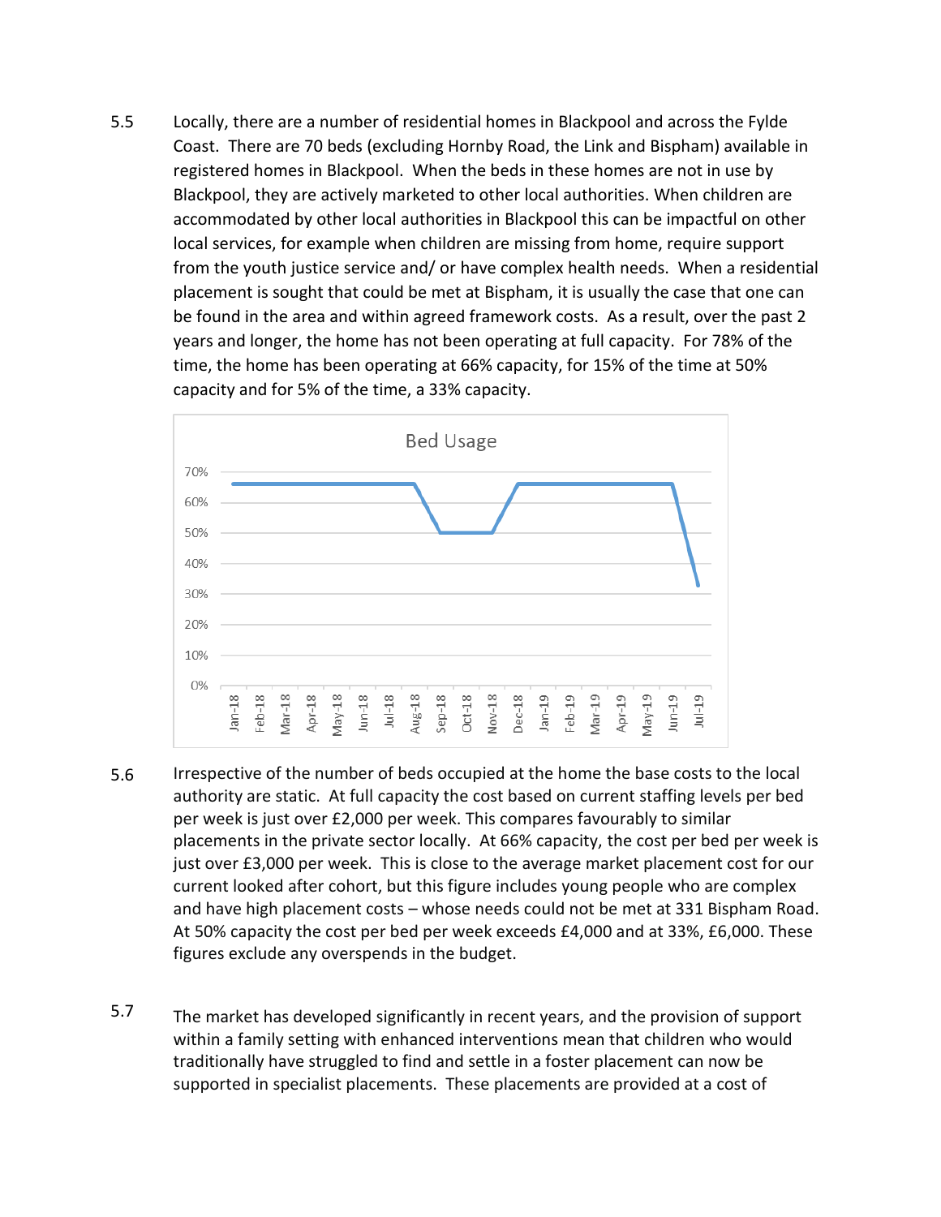5.5 Locally, there are a number of residential homes in Blackpool and across the Fylde Coast. There are 70 beds (excluding Hornby Road, the Link and Bispham) available in registered homes in Blackpool. When the beds in these homes are not in use by Blackpool, they are actively marketed to other local authorities. When children are accommodated by other local authorities in Blackpool this can be impactful on other local services, for example when children are missing from home, require support from the youth justice service and/ or have complex health needs. When a residential placement is sought that could be met at Bispham, it is usually the case that one can be found in the area and within agreed framework costs. As a result, over the past 2 years and longer, the home has not been operating at full capacity. For 78% of the time, the home has been operating at 66% capacity, for 15% of the time at 50% capacity and for 5% of the time, a 33% capacity.

Bed Usage

70%
60%
50%
40%
30%
20%
10%
0%

Jan-18 Feb-18 Mar-18 Apr-18 May-18 Jun-18 Jul-18 Aug-18 Sep-18 Oct-18 Nov-18 Dec-18 Jan-19 Feb-19 Mar-19 Apr-19 May-19 Jun-19 Jul-19

5.6 Irrespective of the number of beds occupied at the home the base costs to the local authority are static. At full capacity the cost based on current staffing levels per bed per week is just over £2,000 per week. This compares favourably to similar placements in the private sector locally. At 66% capacity, the cost per bed per week is just over £3,000 per week. This is close to the average market placement cost for our current looked after cohort, but this figure includes young people who are complex and have high placement costs – whose needs could not be met at 331 Bispham Road. At 50% capacity the cost per bed per week exceeds £4,000 and at 33%, £6,000. These figures exclude any overspends in the budget.

5.7 The market has developed significantly in recent years, and the provision of support within a family setting with enhanced interventions mean that children who would traditionally have struggled to find and settle in a foster placement can now be supported in specialist placements. These placements are provided at a cost of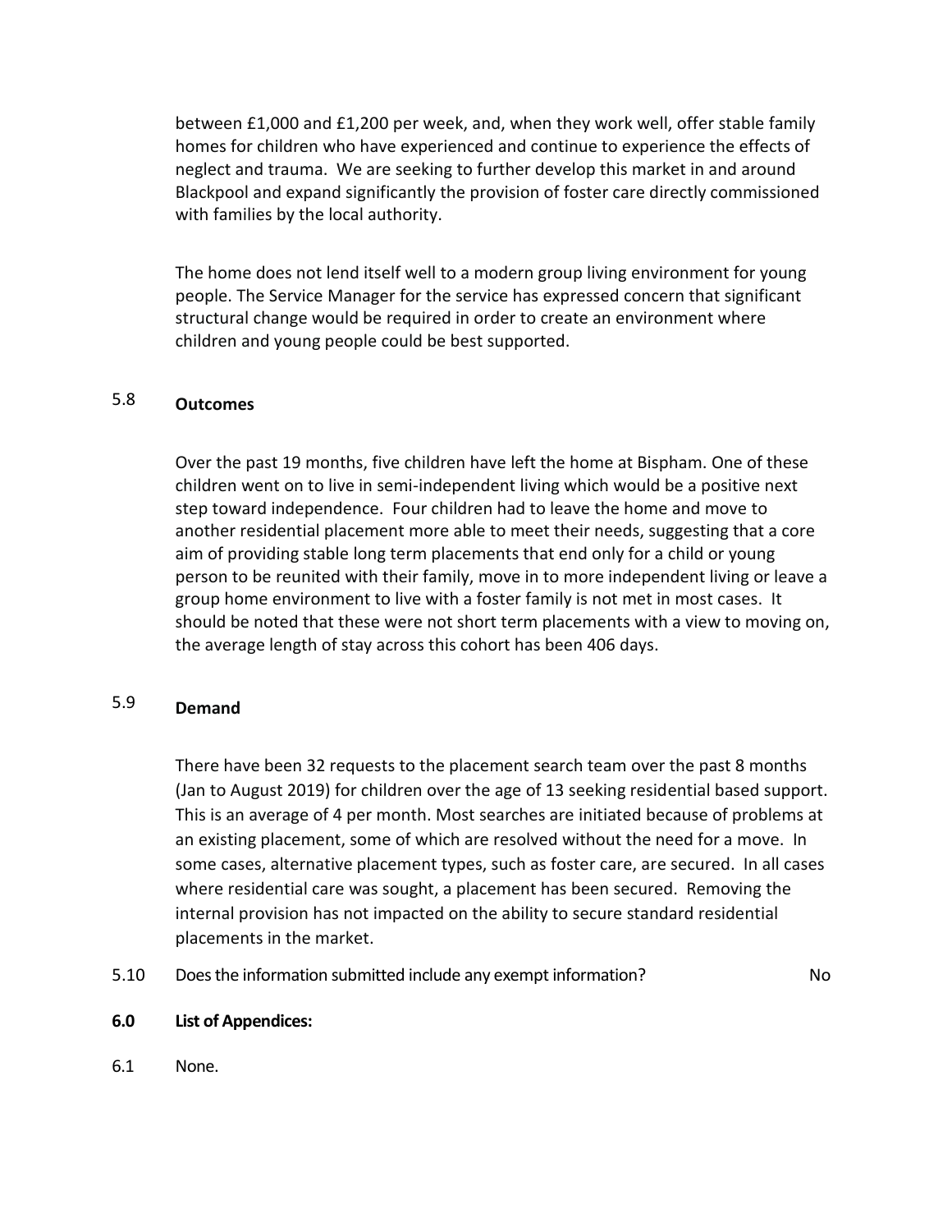between £1,000 and £1,200 per week, and, when they work well, offer stable family homes for children who have experienced and continue to experience the effects of neglect and trauma. We are seeking to further develop this market in and around Blackpool and expand significantly the provision of foster care directly commissioned with families by the local authority.

The home does not lend itself well to a modern group living environment for young people. The Service Manager for the service has expressed concern that significant structural change would be required in order to create an environment where children and young people could be best supported.

5.8 **Outcomes**

Over the past 19 months, five children have left the home at Bispham. One of these children went on to live in semi-independent living which would be a positive next step toward independence. Four children had to leave the home and move to another residential placement more able to meet their needs, suggesting that a core aim of providing stable long term placements that end only for a child or young person to be reunited with their family, move in to more independent living or leave a group home environment to live with a foster family is not met in most cases. It should be noted that these were not short term placements with a view to moving on, the average length of stay across this cohort has been 406 days.

5.9 **Demand**

There have been 32 requests to the placement search team over the past 8 months (Jan to August 2019) for children over the age of 13 seeking residential based support. This is an average of 4 per month. Most searches are initiated because of problems at an existing placement, some of which are resolved without the need for a move. In some cases, alternative placement types, such as foster care, are secured. In all cases where residential care was sought, a placement has been secured. Removing the internal provision has not impacted on the ability to secure standard residential placements in the market.

5.10 Does the information submitted include any exempt information? No

**6.0 List of Appendices:**

6.1 None.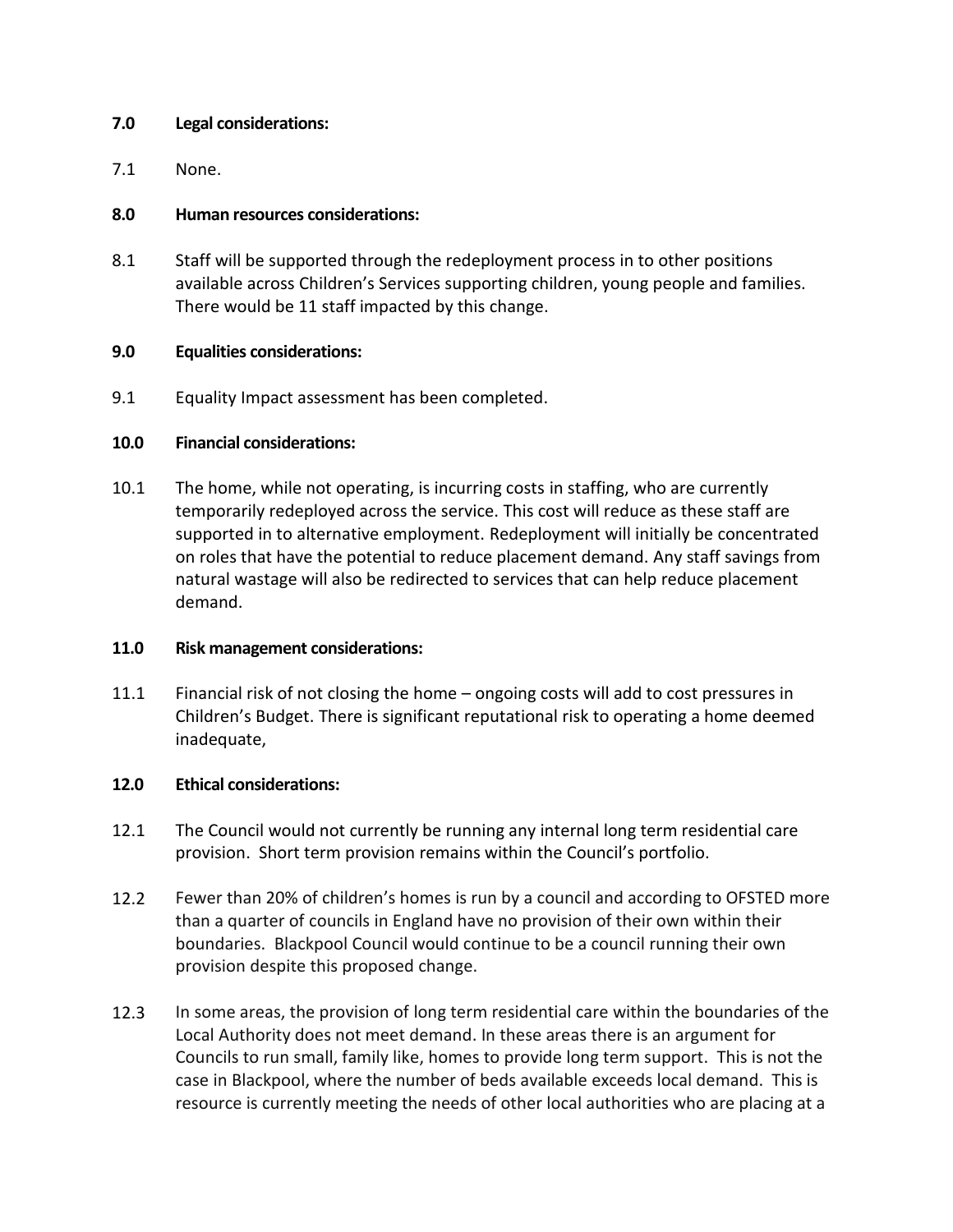**7.0 Legal considerations:**

7.1 None.

**8.0 Human resources considerations:**

8.1 Staff will be supported through the redeployment process in to other positions available across Children's Services supporting children, young people and families. There would be 11 staff impacted by this change.

**9.0 Equalities considerations:**

9.1 Equality Impact assessment has been completed.

**10.0 Financial considerations:**

10.1 The home, while not operating, is incurring costs in staffing, who are currently temporarily redeployed across the service. This cost will reduce as these staff are supported in to alternative employment. Redeployment will initially be concentrated on roles that have the potential to reduce placement demand. Any staff savings from natural wastage will also be redirected to services that can help reduce placement demand.

**11.0 Risk management considerations:**

11.1 Financial risk of not closing the home – ongoing costs will add to cost pressures in Children's Budget. There is significant reputational risk to operating a home deemed inadequate,

**12.0 Ethical considerations:**

12.1 The Council would not currently be running any internal long term residential care provision. Short term provision remains within the Council's portfolio.

12.2 Fewer than 20% of children's homes is run by a council and according to OFSTED more than a quarter of councils in England have no provision of their own within their boundaries. Blackpool Council would continue to be a council running their own provision despite this proposed change.

12.3 In some areas, the provision of long term residential care within the boundaries of the Local Authority does not meet demand. In these areas there is an argument for Councils to run small, family like, homes to provide long term support. This is not the case in Blackpool, where the number of beds available exceeds local demand. This is resource is currently meeting the needs of other local authorities who are placing at a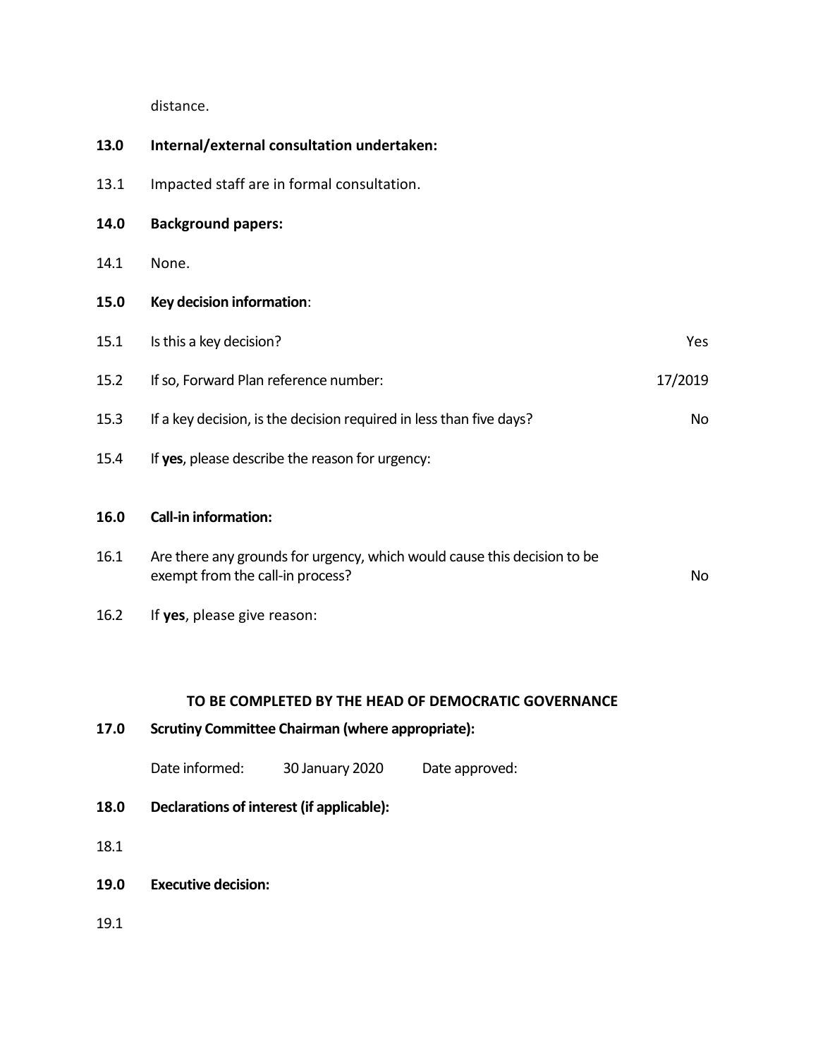distance.

**13.0 Internal/external consultation undertaken:**

13.1 Impacted staff are in formal consultation.

**14.0 Background papers:**

14.1 None.

**15.0 Key decision information**:

| | | |
|---|---|---|
| 15.1 | Is this a key decision? | Yes |
| 15.2 | If so, Forward Plan reference number: | 17/2019 |
| 15.3 | If a key decision, is the decision required in less than five days? | No |
| 15.4 | If **yes**, please describe the reason for urgency: | |

**16.0 Call-in information:**

| | | |
|---|---|---|
| 16.1 | Are there any grounds for urgency, which would cause this decision to be exempt from the call-in process? | No |
| 16.2 | If **yes**, please give reason: | |

**TO BE COMPLETED BY THE HEAD OF DEMOCRATIC GOVERNANCE**

**17.0 Scrutiny Committee Chairman (where appropriate):**

Date informed: 30 January 2020 Date approved:

**18.0 Declarations of interest (if applicable):**

18.1

**19.0 Executive decision:**

19.1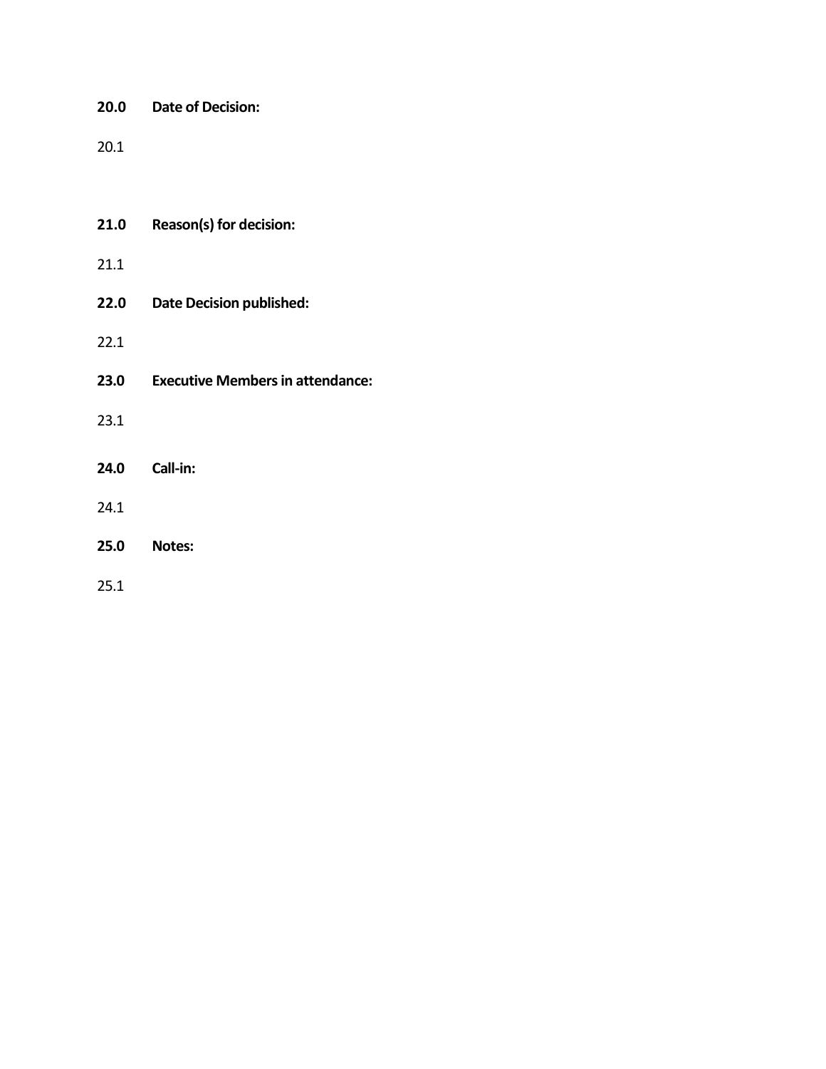**20.0 Date of Decision:**

20.1

**21.0 Reason(s) for decision:**

21.1

**22.0 Date Decision published:**

22.1

**23.0 Executive Members in attendance:**

23.1

**24.0 Call-in:**

24.1

**25.0 Notes:**

25.1